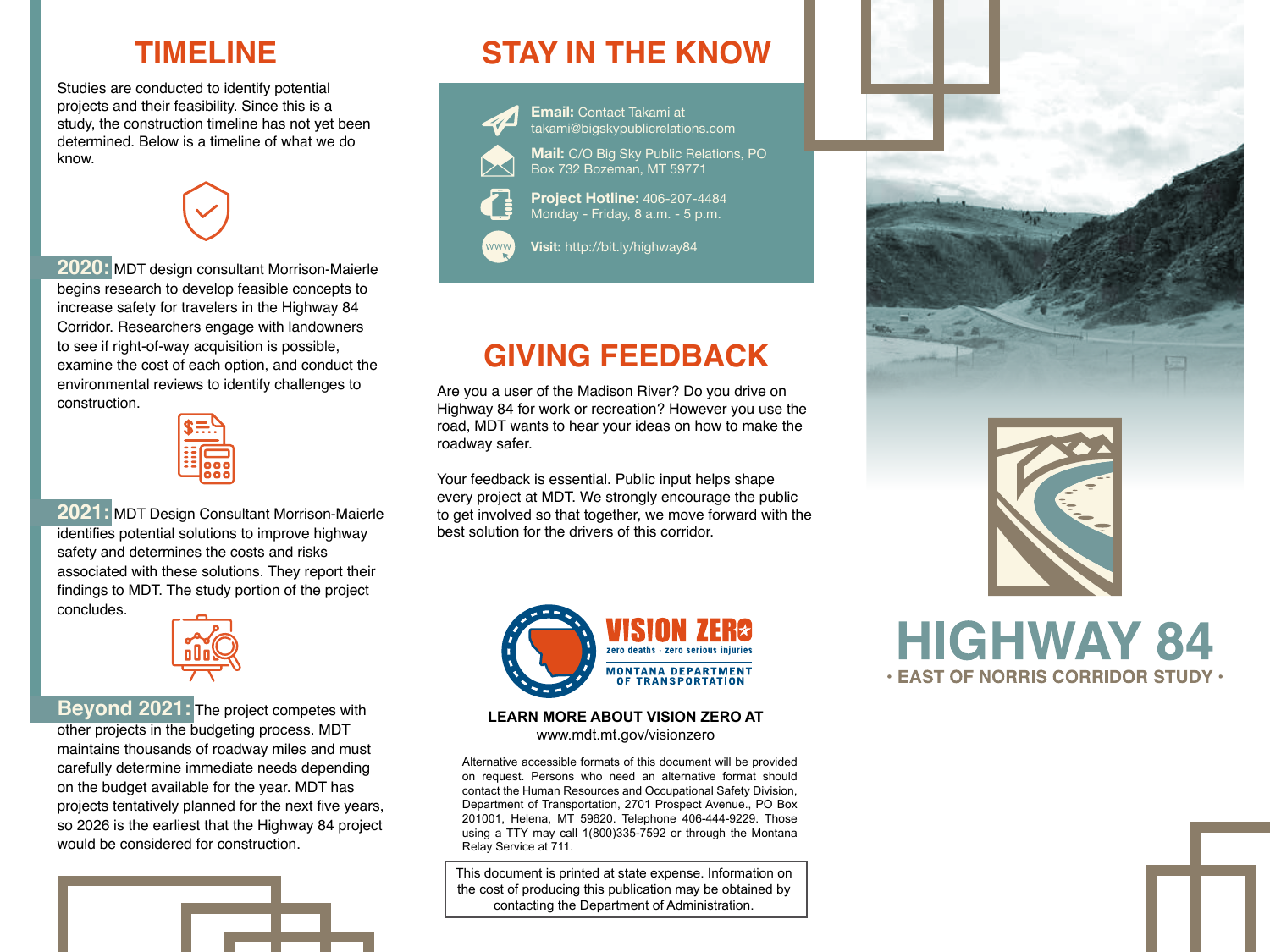## TIMELINE

Studies are conducted to identify potential projects and their feasibility. Since this is a study, the construction timeline has not yet been determined. Below is a timeline of what we do know.

**2020:** MDT design consultant Morrison-Maierle begins research to develop feasible concepts to increase safety for travelers in the Highway 84 Corridor. Researchers engage with landowners to see if right-of-way acquisition is possible, examine the cost of each option, and conduct the environmental reviews to identify challenges to construction.

**2021:** MDT Design Consultant Morrison-Maierle identifies potential solutions to improve highway safety and determines the costs and risks associated with these solutions. They report their findings to MDT. The study portion of the project concludes.

**Beyond 2021:** The project competes with other projects in the budgeting process. MDT maintains thousands of roadway miles and must carefully determine immediate needs depending on the budget available for the year. MDT has projects tentatively planned for the next five years, so 2026 is the earliest that the Highway 84 project would be considered for construction.

## STAY IN THE KNOW

**Email:** Contact Takami at takami@bigskypublicrelations.com

**Mail:** C/O Big Sky Public Relations, PO Box 732 Bozeman, MT 59771

**Project Hotline:** 406-207-4484
Monday - Friday, 8 a.m. - 5 p.m.

**Visit:** http://bit.ly/highway84

## GIVING FEEDBACK

Are you a user of the Madison River? Do you drive on Highway 84 for work or recreation? However you use the road, MDT wants to hear your ideas on how to make the roadway safer.

Your feedback is essential. Public input helps shape every project at MDT. We strongly encourage the public to get involved so that together, we move forward with the best solution for the drivers of this corridor.

VISION ZERO
zero deaths · zero serious injuries
MONTANA DEPARTMENT OF TRANSPORTATION

**LEARN MORE ABOUT VISION ZERO AT**
www.mdt.mt.gov/visionzero

Alternative accessible formats of this document will be provided on request. Persons who need an alternative format should contact the Human Resources and Occupational Safety Division, Department of Transportation, 2701 Prospect Avenue., PO Box 201001, Helena, MT 59620. Telephone 406-444-9229. Those using a TTY may call 1(800)335-7592 or through the Montana Relay Service at 711.

This document is printed at state expense. Information on the cost of producing this publication may be obtained by contacting the Department of Administration.

# HIGHWAY 84

**· EAST OF NORRIS CORRIDOR STUDY ·**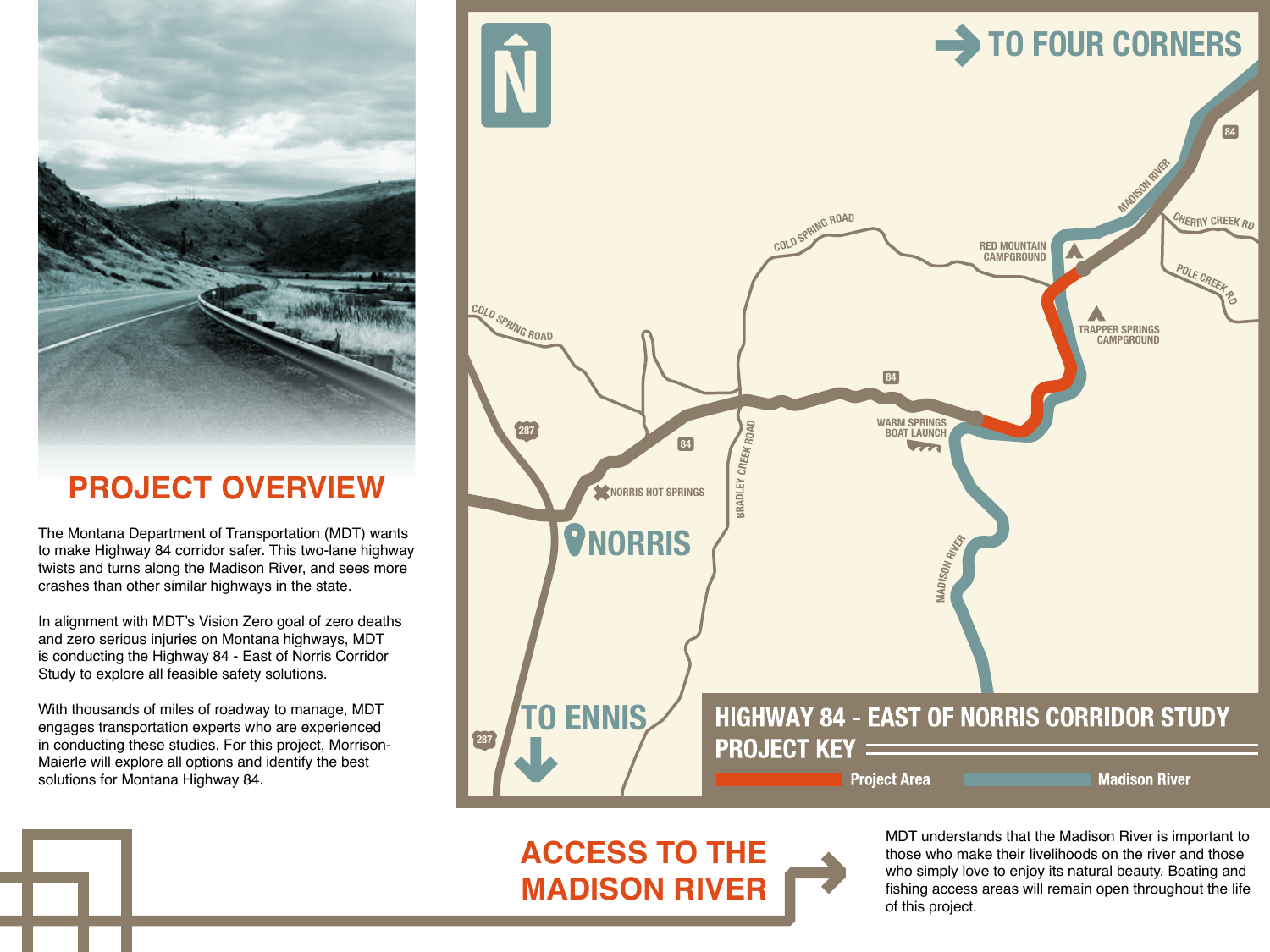## PROJECT OVERVIEW

The Montana Department of Transportation (MDT) wants to make Highway 84 corridor safer. This two-lane highway twists and turns along the Madison River, and sees more crashes than other similar highways in the state.

In alignment with MDT's Vision Zero goal of zero deaths and zero serious injuries on Montana highways, MDT is conducting the Highway 84 - East of Norris Corridor Study to explore all feasible safety solutions.

With thousands of miles of roadway to manage, MDT engages transportation experts who are experienced in conducting these studies. For this project, Morrison-Maierle will explore all options and identify the best solutions for Montana Highway 84.

TO FOUR CORNERS

84

MADISON RIVER

CHERRY CREEK RD

POLE CREEK RD

COLD SPRING ROAD

RED MOUNTAIN CAMPGROUND

TRAPPER SPRINGS CAMPGROUND

COLD SPRING ROAD

84

WARM SPRINGS BOAT LAUNCH

287

84

BRADLEY CREEK ROAD

NORRIS HOT SPRINGS

NORRIS

MADISON RIVER

TO ENNIS

287

HIGHWAY 84 - EAST OF NORRIS CORRIDOR STUDY

PROJECT KEY

Project Area

Madison River

## ACCESS TO THE MADISON RIVER

MDT understands that the Madison River is important to those who make their livelihoods on the river and those who simply love to enjoy its natural beauty. Boating and fishing access areas will remain open throughout the life of this project.